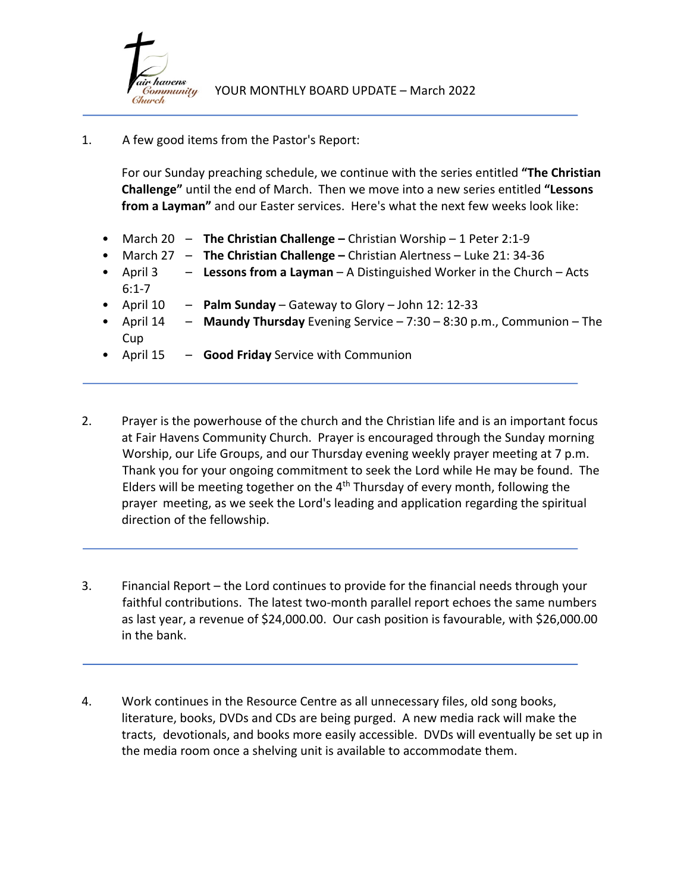Fair Havens Community Church

# YOUR MONTHLY BOARD UPDATE – March 2022

---

1. A few good items from the Pastor's Report:

   For our Sunday preaching schedule, we continue with the series entitled **"The Christian Challenge"** until the end of March. Then we move into a new series entitled **"Lessons from a Layman"** and our Easter services. Here's what the next few weeks look like:

   - March 20 – **The Christian Challenge –** Christian Worship – 1 Peter 2:1-9
   - March 27 – **The Christian Challenge –** Christian Alertness – Luke 21: 34-36
   - April 3 – **Lessons from a Layman** – A Distinguished Worker in the Church – Acts 6:1-7
   - April 10 – **Palm Sunday** – Gateway to Glory – John 12: 12-33
   - April 14 – **Maundy Thursday** Evening Service – 7:30 – 8:30 p.m., Communion – The Cup
   - April 15 – **Good Friday** Service with Communion

---

2. Prayer is the powerhouse of the church and the Christian life and is an important focus at Fair Havens Community Church. Prayer is encouraged through the Sunday morning Worship, our Life Groups, and our Thursday evening weekly prayer meeting at 7 p.m. Thank you for your ongoing commitment to seek the Lord while He may be found. The Elders will be meeting together on the 4th Thursday of every month, following the prayer meeting, as we seek the Lord's leading and application regarding the spiritual direction of the fellowship.

---

3. Financial Report – the Lord continues to provide for the financial needs through your faithful contributions. The latest two-month parallel report echoes the same numbers as last year, a revenue of $24,000.00. Our cash position is favourable, with $26,000.00 in the bank.

---

4. Work continues in the Resource Centre as all unnecessary files, old song books, literature, books, DVDs and CDs are being purged. A new media rack will make the tracts, devotionals, and books more easily accessible. DVDs will eventually be set up in the media room once a shelving unit is available to accommodate them.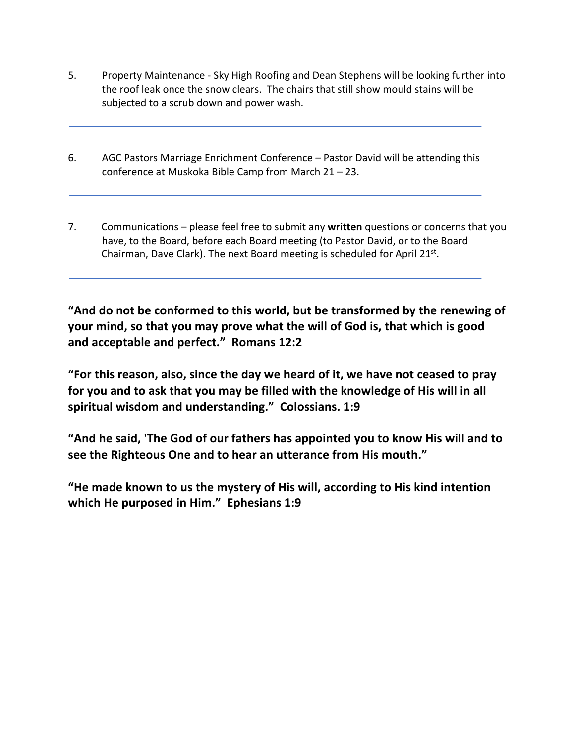5. Property Maintenance - Sky High Roofing and Dean Stephens will be looking further into the roof leak once the snow clears. The chairs that still show mould stains will be subjected to a scrub down and power wash.

---

6. AGC Pastors Marriage Enrichment Conference – Pastor David will be attending this conference at Muskoka Bible Camp from March 21 – 23.

---

7. Communications – please feel free to submit any **written** questions or concerns that you have, to the Board, before each Board meeting (to Pastor David, or to the Board Chairman, Dave Clark). The next Board meeting is scheduled for April 21st.

---

**“And do not be conformed to this world, but be transformed by the renewing of your mind, so that you may prove what the will of God is, that which is good and acceptable and perfect.” Romans 12:2**

**“For this reason, also, since the day we heard of it, we have not ceased to pray for you and to ask that you may be filled with the knowledge of His will in all spiritual wisdom and understanding.” Colossians. 1:9**

**“And he said, 'The God of our fathers has appointed you to know His will and to see the Righteous One and to hear an utterance from His mouth.”**

**“He made known to us the mystery of His will, according to His kind intention which He purposed in Him.” Ephesians 1:9**